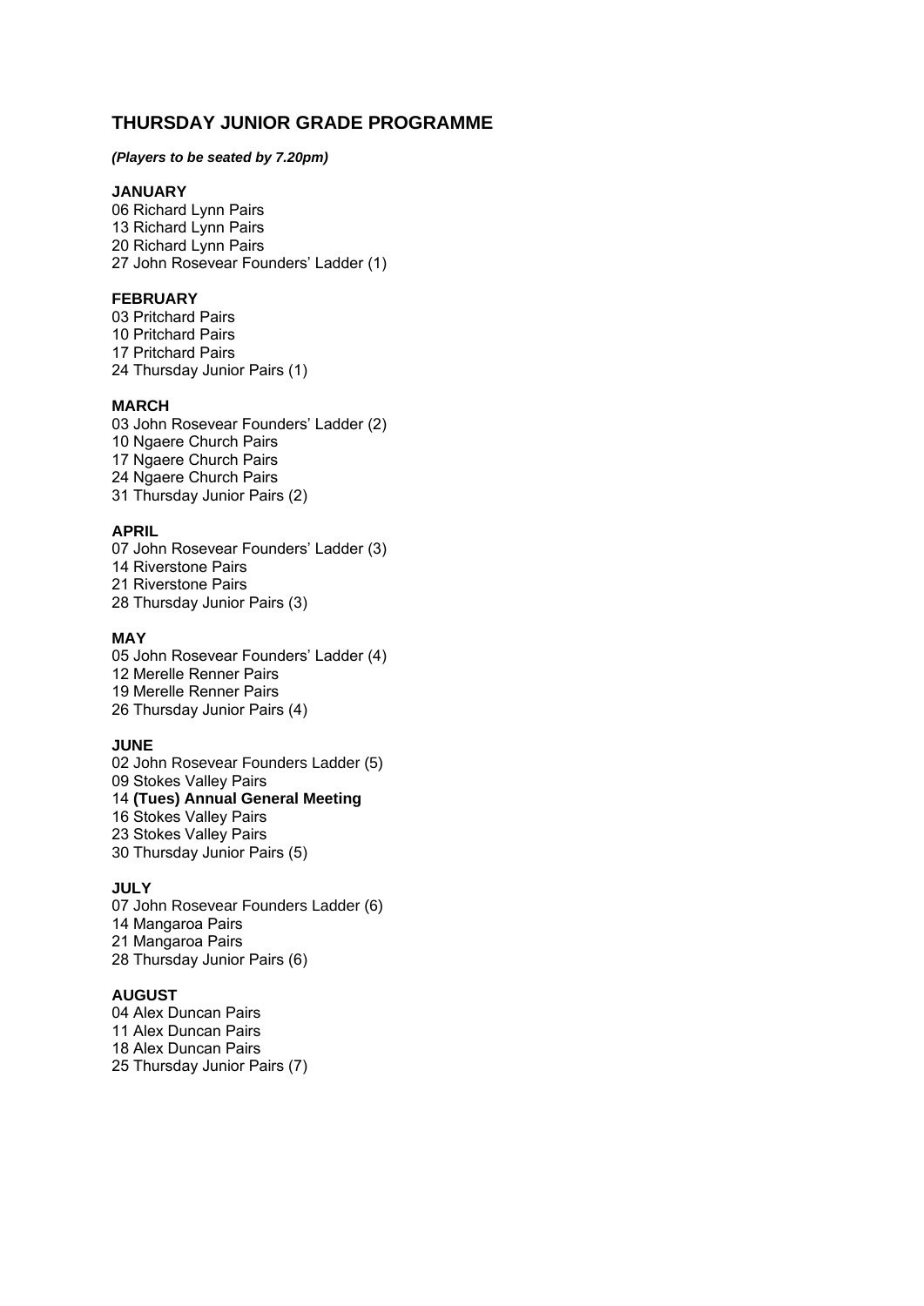## THURSDAY JUNIOR GRADE PROGRAMME

***(Players to be seated by 7.20pm)***

**JANUARY**
06 Richard Lynn Pairs
13 Richard Lynn Pairs
20 Richard Lynn Pairs
27 John Rosevear Founders' Ladder (1)

**FEBRUARY**
03 Pritchard Pairs
10 Pritchard Pairs
17 Pritchard Pairs
24 Thursday Junior Pairs (1)

**MARCH**
03 John Rosevear Founders' Ladder (2)
10 Ngaere Church Pairs
17 Ngaere Church Pairs
24 Ngaere Church Pairs
31 Thursday Junior Pairs (2)

**APRIL**
07 John Rosevear Founders' Ladder (3)
14 Riverstone Pairs
21 Riverstone Pairs
28 Thursday Junior Pairs (3)

**MAY**
05 John Rosevear Founders' Ladder (4)
12 Merelle Renner Pairs
19 Merelle Renner Pairs
26 Thursday Junior Pairs (4)

**JUNE**
02 John Rosevear Founders Ladder (5)
09 Stokes Valley Pairs
14 **(Tues) Annual General Meeting**
16 Stokes Valley Pairs
23 Stokes Valley Pairs
30 Thursday Junior Pairs (5)

**JULY**
07 John Rosevear Founders Ladder (6)
14 Mangaroa Pairs
21 Mangaroa Pairs
28 Thursday Junior Pairs (6)

**AUGUST**
04 Alex Duncan Pairs
11 Alex Duncan Pairs
18 Alex Duncan Pairs
25 Thursday Junior Pairs (7)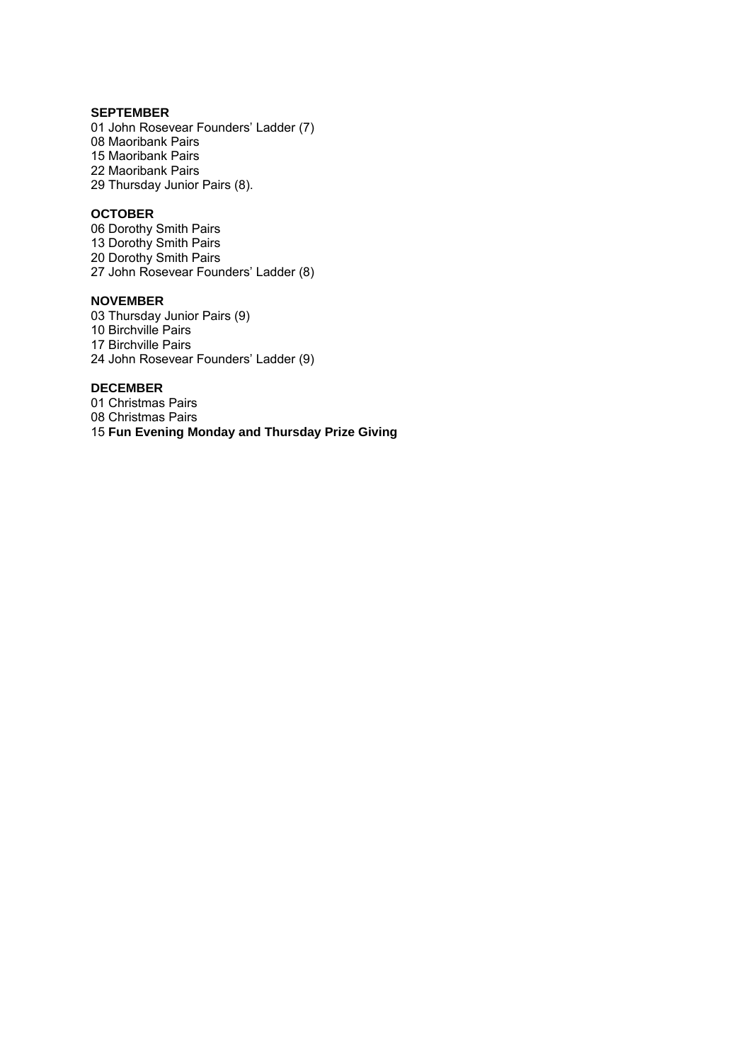**SEPTEMBER**

01 John Rosevear Founders' Ladder (7)
08 Maoribank Pairs
15 Maoribank Pairs
22 Maoribank Pairs
29 Thursday Junior Pairs (8).

**OCTOBER**

06 Dorothy Smith Pairs
13 Dorothy Smith Pairs
20 Dorothy Smith Pairs
27 John Rosevear Founders' Ladder (8)

**NOVEMBER**

03 Thursday Junior Pairs (9)
10 Birchville Pairs
17 Birchville Pairs
24 John Rosevear Founders' Ladder (9)

**DECEMBER**

01 Christmas Pairs
08 Christmas Pairs
15 **Fun Evening Monday and Thursday Prize Giving**